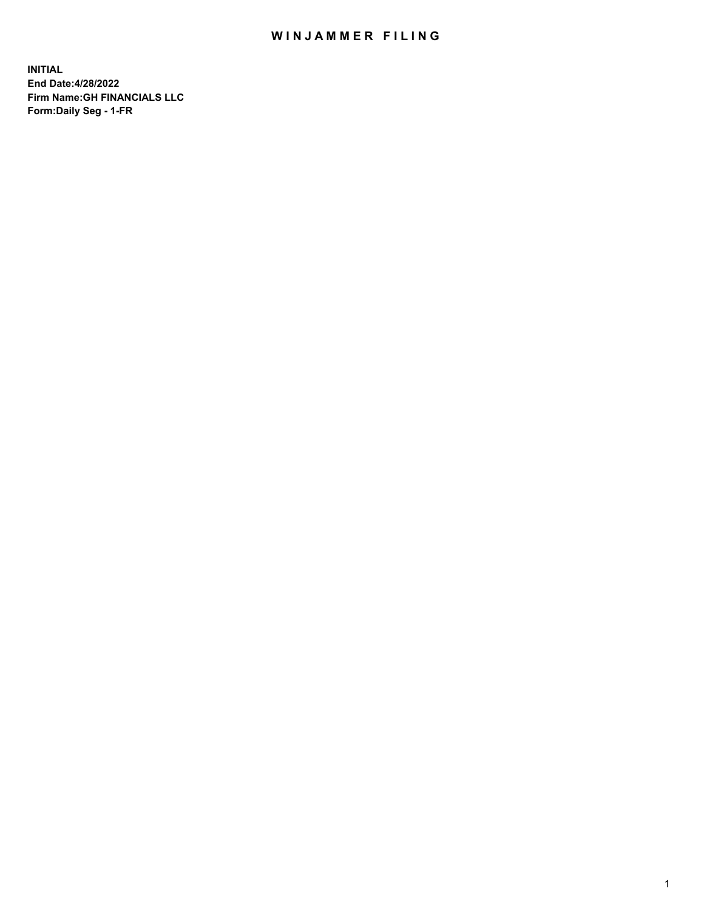# WINJAMMER FILING

**INITIAL**
**End Date:4/28/2022**
**Firm Name:GH FINANCIALS LLC**
**Form:Daily Seg - 1-FR**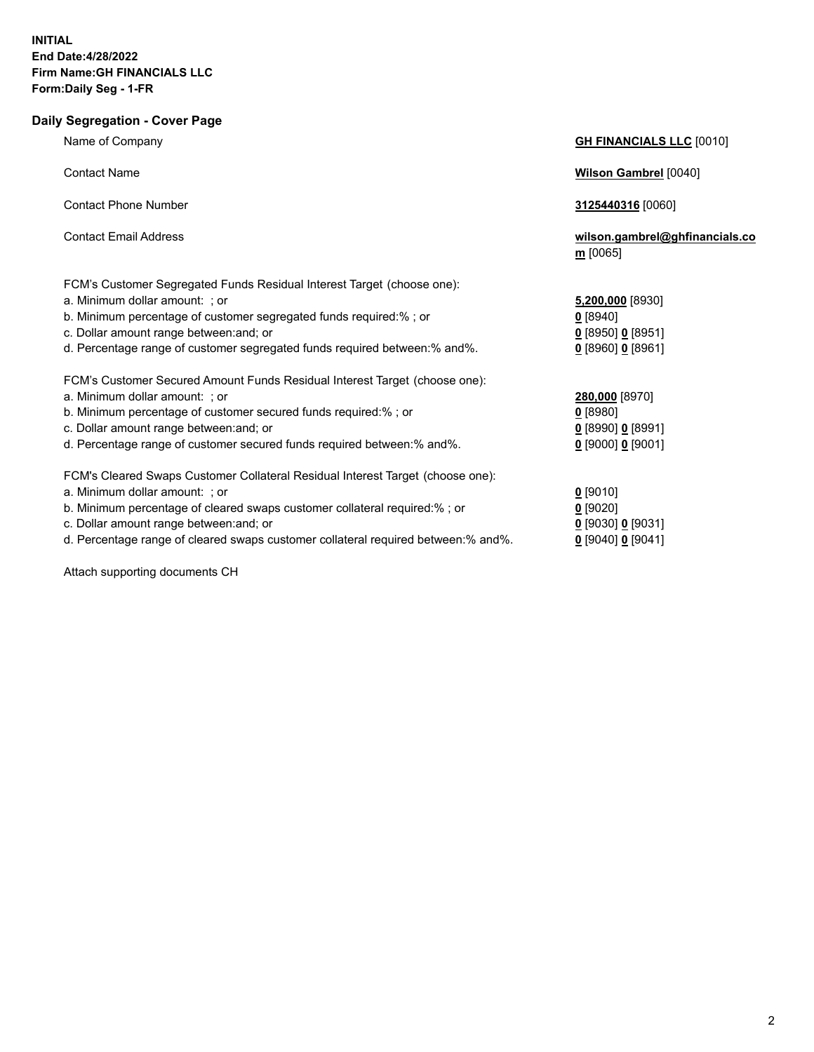**INITIAL**
**End Date:4/28/2022**
**Firm Name:GH FINANCIALS LLC**
**Form:Daily Seg - 1-FR**

## Daily Segregation - Cover Page

| | |
|---|---|
| Name of Company | **GH FINANCIALS LLC** [0010] |
| Contact Name | **Wilson Gambrel** [0040] |
| Contact Phone Number | **3125440316** [0060] |
| Contact Email Address | **wilson.gambrel@ghfinancials.com** [0065] |
| FCM's Customer Segregated Funds Residual Interest Target (choose one): | |
| a. Minimum dollar amount: ; or | **5,200,000** [8930] |
| b. Minimum percentage of customer segregated funds required:% ; or | **0** [8940] |
| c. Dollar amount range between:and; or | **0** [8950] **0** [8951] |
| d. Percentage range of customer segregated funds required between:% and%. | **0** [8960] **0** [8961] |
| FCM's Customer Secured Amount Funds Residual Interest Target (choose one): | |
| a. Minimum dollar amount: ; or | **280,000** [8970] |
| b. Minimum percentage of customer secured funds required:% ; or | **0** [8980] |
| c. Dollar amount range between:and; or | **0** [8990] **0** [8991] |
| d. Percentage range of customer secured funds required between:% and%. | **0** [9000] **0** [9001] |
| FCM's Cleared Swaps Customer Collateral Residual Interest Target (choose one): | |
| a. Minimum dollar amount: ; or | **0** [9010] |
| b. Minimum percentage of cleared swaps customer collateral required:% ; or | **0** [9020] |
| c. Dollar amount range between:and; or | **0** [9030] **0** [9031] |
| d. Percentage range of cleared swaps customer collateral required between:% and%. | **0** [9040] **0** [9041] |

Attach supporting documents CH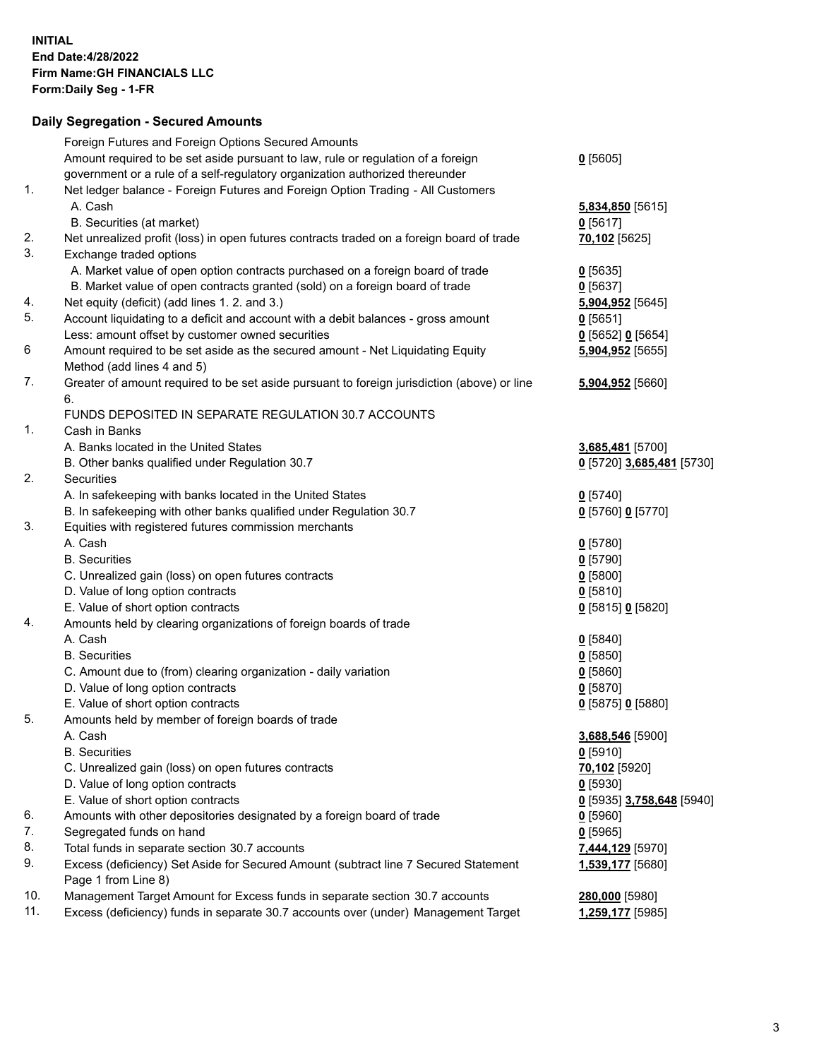**INITIAL**
**End Date:4/28/2022**
**Firm Name:GH FINANCIALS LLC**
**Form:Daily Seg - 1-FR**

## Daily Segregation - Secured Amounts

| | | |
|---|---|---|
| | Foreign Futures and Foreign Options Secured Amounts | |
| | Amount required to be set aside pursuant to law, rule or regulation of a foreign government or a rule of a self-regulatory organization authorized thereunder | **0** [5605] |
| 1. | Net ledger balance - Foreign Futures and Foreign Option Trading - All Customers | |
| | A. Cash | **5,834,850** [5615] |
| | B. Securities (at market) | **0** [5617] |
| 2. | Net unrealized profit (loss) in open futures contracts traded on a foreign board of trade | **70,102** [5625] |
| 3. | Exchange traded options | |
| | A. Market value of open option contracts purchased on a foreign board of trade | **0** [5635] |
| | B. Market value of open contracts granted (sold) on a foreign board of trade | **0** [5637] |
| 4. | Net equity (deficit) (add lines 1. 2. and 3.) | **5,904,952** [5645] |
| 5. | Account liquidating to a deficit and account with a debit balances - gross amount | **0** [5651] |
| | Less: amount offset by customer owned securities | **0** [5652] **0** [5654] |
| 6 | Amount required to be set aside as the secured amount - Net Liquidating Equity Method (add lines 4 and 5) | **5,904,952** [5655] |
| 7. | Greater of amount required to be set aside pursuant to foreign jurisdiction (above) or line 6. | **5,904,952** [5660] |
| | FUNDS DEPOSITED IN SEPARATE REGULATION 30.7 ACCOUNTS | |
| 1. | Cash in Banks | |
| | A. Banks located in the United States | **3,685,481** [5700] |
| | B. Other banks qualified under Regulation 30.7 | **0** [5720] **3,685,481** [5730] |
| 2. | Securities | |
| | A. In safekeeping with banks located in the United States | **0** [5740] |
| | B. In safekeeping with other banks qualified under Regulation 30.7 | **0** [5760] **0** [5770] |
| 3. | Equities with registered futures commission merchants | |
| | A. Cash | **0** [5780] |
| | B. Securities | **0** [5790] |
| | C. Unrealized gain (loss) on open futures contracts | **0** [5800] |
| | D. Value of long option contracts | **0** [5810] |
| | E. Value of short option contracts | **0** [5815] **0** [5820] |
| 4. | Amounts held by clearing organizations of foreign boards of trade | |
| | A. Cash | **0** [5840] |
| | B. Securities | **0** [5850] |
| | C. Amount due to (from) clearing organization - daily variation | **0** [5860] |
| | D. Value of long option contracts | **0** [5870] |
| | E. Value of short option contracts | **0** [5875] **0** [5880] |
| 5. | Amounts held by member of foreign boards of trade | |
| | A. Cash | **3,688,546** [5900] |
| | B. Securities | **0** [5910] |
| | C. Unrealized gain (loss) on open futures contracts | **70,102** [5920] |
| | D. Value of long option contracts | **0** [5930] |
| | E. Value of short option contracts | **0** [5935] **3,758,648** [5940] |
| 6. | Amounts with other depositories designated by a foreign board of trade | **0** [5960] |
| 7. | Segregated funds on hand | **0** [5965] |
| 8. | Total funds in separate section 30.7 accounts | **7,444,129** [5970] |
| 9. | Excess (deficiency) Set Aside for Secured Amount (subtract line 7 Secured Statement Page 1 from Line 8) | **1,539,177** [5680] |
| 10. | Management Target Amount for Excess funds in separate section 30.7 accounts | **280,000** [5980] |
| 11. | Excess (deficiency) funds in separate 30.7 accounts over (under) Management Target | **1,259,177** [5985] |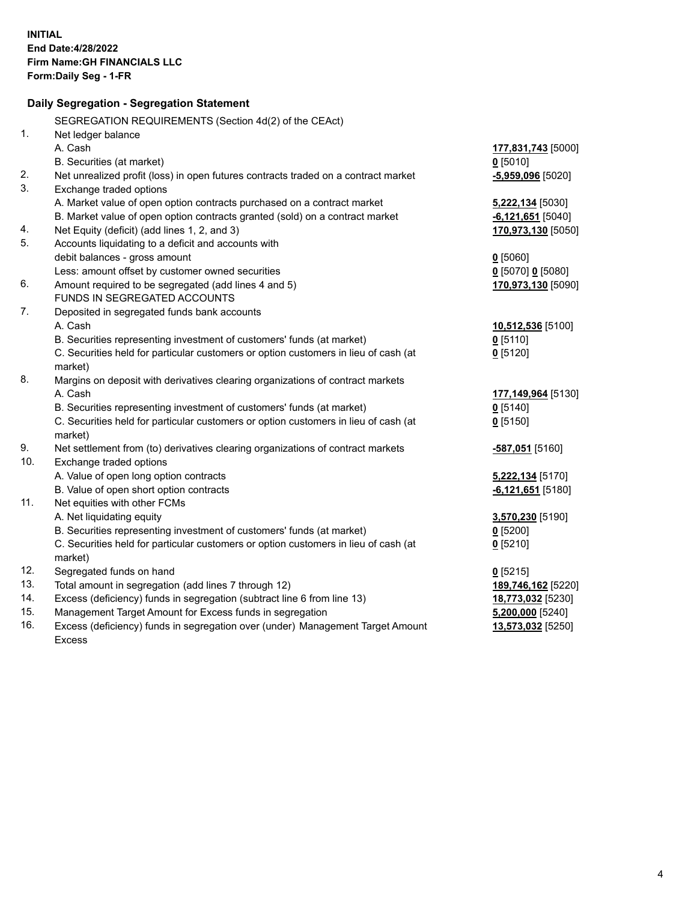**INITIAL**
**End Date:4/28/2022**
**Firm Name:GH FINANCIALS LLC**
**Form:Daily Seg - 1-FR**

## Daily Segregation - Segregation Statement

| | | |
|---|---|---|
| | SEGREGATION REQUIREMENTS (Section 4d(2) of the CEAct) | |
| 1. | Net ledger balance | |
| | A. Cash | **177,831,743** [5000] |
| | B. Securities (at market) | **0** [5010] |
| 2. | Net unrealized profit (loss) in open futures contracts traded on a contract market | **-5,959,096** [5020] |
| 3. | Exchange traded options | |
| | A. Market value of open option contracts purchased on a contract market | **5,222,134** [5030] |
| | B. Market value of open option contracts granted (sold) on a contract market | **-6,121,651** [5040] |
| 4. | Net Equity (deficit) (add lines 1, 2, and 3) | **170,973,130** [5050] |
| 5. | Accounts liquidating to a deficit and accounts with debit balances - gross amount | **0** [5060] |
| | Less: amount offset by customer owned securities | **0** [5070] **0** [5080] |
| 6. | Amount required to be segregated (add lines 4 and 5) | **170,973,130** [5090] |
| | FUNDS IN SEGREGATED ACCOUNTS | |
| 7. | Deposited in segregated funds bank accounts | |
| | A. Cash | **10,512,536** [5100] |
| | B. Securities representing investment of customers' funds (at market) | **0** [5110] |
| | C. Securities held for particular customers or option customers in lieu of cash (at market) | **0** [5120] |
| 8. | Margins on deposit with derivatives clearing organizations of contract markets | |
| | A. Cash | **177,149,964** [5130] |
| | B. Securities representing investment of customers' funds (at market) | **0** [5140] |
| | C. Securities held for particular customers or option customers in lieu of cash (at market) | **0** [5150] |
| 9. | Net settlement from (to) derivatives clearing organizations of contract markets | **-587,051** [5160] |
| 10. | Exchange traded options | |
| | A. Value of open long option contracts | **5,222,134** [5170] |
| | B. Value of open short option contracts | **-6,121,651** [5180] |
| 11. | Net equities with other FCMs | |
| | A. Net liquidating equity | **3,570,230** [5190] |
| | B. Securities representing investment of customers' funds (at market) | **0** [5200] |
| | C. Securities held for particular customers or option customers in lieu of cash (at market) | **0** [5210] |
| 12. | Segregated funds on hand | **0** [5215] |
| 13. | Total amount in segregation (add lines 7 through 12) | **189,746,162** [5220] |
| 14. | Excess (deficiency) funds in segregation (subtract line 6 from line 13) | **18,773,032** [5230] |
| 15. | Management Target Amount for Excess funds in segregation | **5,200,000** [5240] |
| 16. | Excess (deficiency) funds in segregation over (under) Management Target Amount Excess | **13,573,032** [5250] |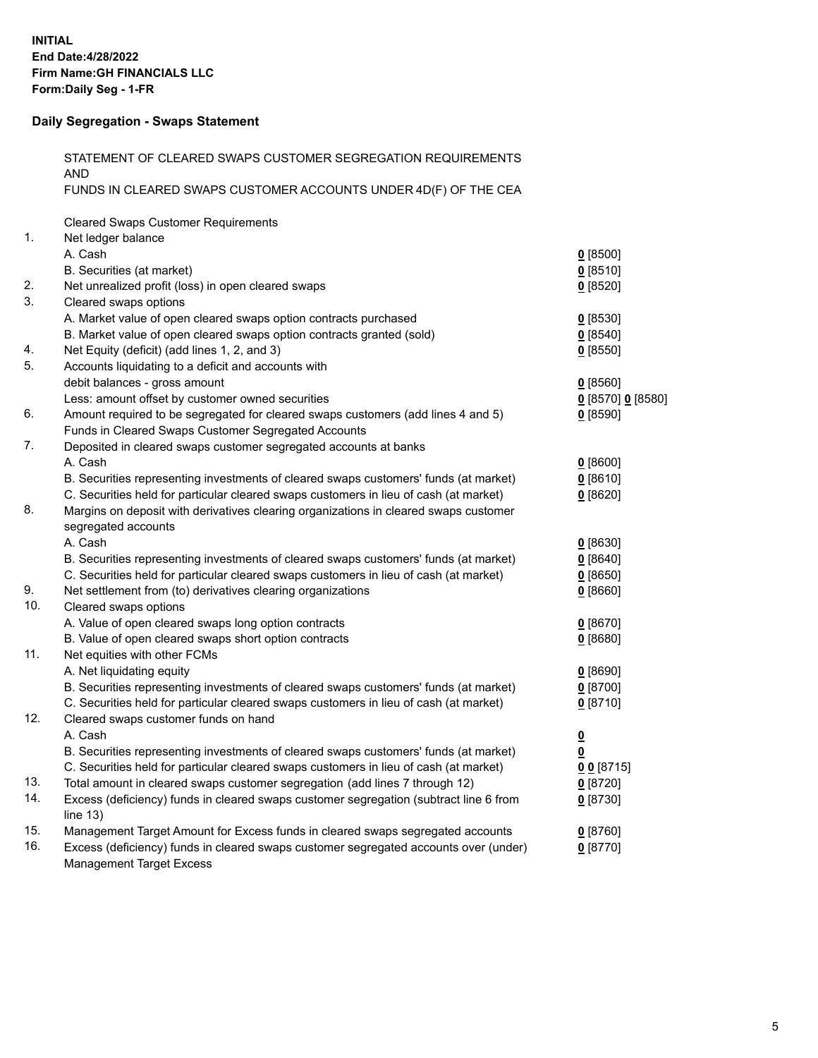**INITIAL**
**End Date:4/28/2022**
**Firm Name:GH FINANCIALS LLC**
**Form:Daily Seg - 1-FR**

**Daily Segregation - Swaps Statement**

STATEMENT OF CLEARED SWAPS CUSTOMER SEGREGATION REQUIREMENTS AND FUNDS IN CLEARED SWAPS CUSTOMER ACCOUNTS UNDER 4D(F) OF THE CEA

| | | |
|---|---|---|
| | Cleared Swaps Customer Requirements | |
| 1. | Net ledger balance | |
| | A. Cash | 0 [8500] |
| | B. Securities (at market) | 0 [8510] |
| 2. | Net unrealized profit (loss) in open cleared swaps | 0 [8520] |
| 3. | Cleared swaps options | |
| | A. Market value of open cleared swaps option contracts purchased | 0 [8530] |
| | B. Market value of open cleared swaps option contracts granted (sold) | 0 [8540] |
| 4. | Net Equity (deficit) (add lines 1, 2, and 3) | 0 [8550] |
| 5. | Accounts liquidating to a deficit and accounts with | |
| | debit balances - gross amount | 0 [8560] |
| | Less: amount offset by customer owned securities | 0 [8570] 0 [8580] |
| 6. | Amount required to be segregated for cleared swaps customers (add lines 4 and 5) | 0 [8590] |
| | Funds in Cleared Swaps Customer Segregated Accounts | |
| 7. | Deposited in cleared swaps customer segregated accounts at banks | |
| | A. Cash | 0 [8600] |
| | B. Securities representing investments of cleared swaps customers' funds (at market) | 0 [8610] |
| | C. Securities held for particular cleared swaps customers in lieu of cash (at market) | 0 [8620] |
| 8. | Margins on deposit with derivatives clearing organizations in cleared swaps customer segregated accounts | |
| | A. Cash | 0 [8630] |
| | B. Securities representing investments of cleared swaps customers' funds (at market) | 0 [8640] |
| | C. Securities held for particular cleared swaps customers in lieu of cash (at market) | 0 [8650] |
| 9. | Net settlement from (to) derivatives clearing organizations | 0 [8660] |
| 10. | Cleared swaps options | |
| | A. Value of open cleared swaps long option contracts | 0 [8670] |
| | B. Value of open cleared swaps short option contracts | 0 [8680] |
| 11. | Net equities with other FCMs | |
| | A. Net liquidating equity | 0 [8690] |
| | B. Securities representing investments of cleared swaps customers' funds (at market) | 0 [8700] |
| | C. Securities held for particular cleared swaps customers in lieu of cash (at market) | 0 [8710] |
| 12. | Cleared swaps customer funds on hand | |
| | A. Cash | 0 |
| | B. Securities representing investments of cleared swaps customers' funds (at market) | 0 |
| | C. Securities held for particular cleared swaps customers in lieu of cash (at market) | 0 0 [8715] |
| 13. | Total amount in cleared swaps customer segregation (add lines 7 through 12) | 0 [8720] |
| 14. | Excess (deficiency) funds in cleared swaps customer segregation (subtract line 6 from line 13) | 0 [8730] |
| 15. | Management Target Amount for Excess funds in cleared swaps segregated accounts | 0 [8760] |
| 16. | Excess (deficiency) funds in cleared swaps customer segregated accounts over (under) Management Target Excess | 0 [8770] |